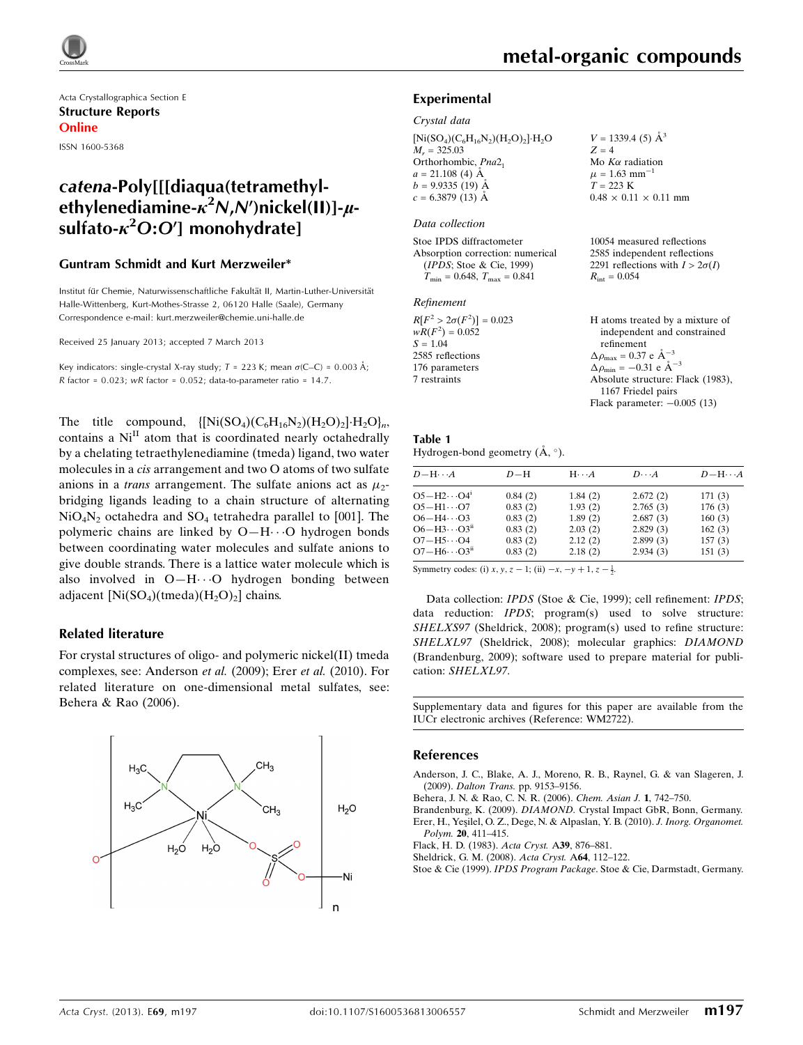Acta Crystallographica Section E

**Structure Reports Online**

ISSN 1600-5368

# *catena*-Poly[[[diaqua(tetramethylethylenediamine-$\kappa^2N,N'$)nickel(II)]-$\mu$-sulfato-$\kappa^2O:O'$] monohydrate]

### Guntram Schmidt and Kurt Merzweiler*

Institut für Chemie, Naturwissenschaftliche Fakultät II, Martin-Luther-Universität Halle-Wittenberg, Kurt-Mothes-Strasse 2, 06120 Halle (Saale), Germany
Correspondence e-mail: kurt.merzweiler@chemie.uni-halle.de

Received 25 January 2013; accepted 7 March 2013

Key indicators: single-crystal X-ray study; $T$ = 223 K; mean $\sigma$(C–C) = 0.003 Å; $R$ factor = 0.023; $wR$ factor = 0.052; data-to-parameter ratio = 14.7.

The title compound, $\{[Ni(SO_4)(C_6H_{16}N_2)(H_2O)_2]\cdot H_2O\}_n$, contains a $Ni^{II}$ atom that is coordinated nearly octahedrally by a chelating tetraethylenediamine (tmeda) ligand, two water molecules in a *cis* arrangement and two O atoms of two sulfate anions in a *trans* arrangement. The sulfate anions act as $\mu_2$-bridging ligands leading to a chain structure of alternating $NiO_4N_2$ octahedra and $SO_4$ tetrahedra parallel to [001]. The polymeric chains are linked by O—H⋯O hydrogen bonds between coordinating water molecules and sulfate anions to give double strands. There is a lattice water molecule which is also involved in O—H⋯O hydrogen bonding between adjacent $[Ni(SO_4)(tmeda)(H_2O)_2]$ chains.

## Related literature

For crystal structures of oligo- and polymeric nickel(II) tmeda complexes, see: Anderson *et al.* (2009); Erer *et al.* (2010). For related literature on one-dimensional metal sulfates, see: Behera & Rao (2006).

## Experimental

### *Crystal data*

$[Ni(SO_4)(C_6H_{16}N_2)(H_2O)_2]\cdot H_2O$
$M_r$ = 325.03
Orthorhombic, $Pna2_1$
$a$ = 21.108 (4) Å
$b$ = 9.9335 (19) Å
$c$ = 6.3879 (13) Å
$V$ = 1339.4 (5) Å$^3$
$Z$ = 4
Mo $K\alpha$ radiation
$\mu$ = 1.63 mm$^{-1}$
$T$ = 223 K
0.48 × 0.11 × 0.11 mm

### *Data collection*

Stoe IPDS diffractometer
Absorption correction: numerical (*IPDS*; Stoe & Cie, 1999)
$T_{min}$ = 0.648, $T_{max}$ = 0.841
10054 measured reflections
2585 independent reflections
2291 reflections with $I > 2\sigma(I)$
$R_{int}$ = 0.054

### *Refinement*

$R[F^2 > 2\sigma(F^2)]$ = 0.023
$wR(F^2)$ = 0.052
$S$ = 1.04
2585 reflections
176 parameters
7 restraints
H atoms treated by a mixture of independent and constrained refinement
$\Delta\rho_{max}$ = 0.37 e Å$^{-3}$
$\Delta\rho_{min}$ = −0.31 e Å$^{-3}$
Absolute structure: Flack (1983), 1167 Friedel pairs
Flack parameter: −0.005 (13)

**Table 1**
Hydrogen-bond geometry (Å, °).

| $D$—H⋯$A$ | $D$—H | H⋯$A$ | $D$⋯$A$ | $D$—H⋯$A$ |
|---|---|---|---|---|
| O5—H2⋯O4$^{i}$ | 0.84 (2) | 1.84 (2) | 2.672 (2) | 171 (3) |
| O5—H1⋯O7 | 0.83 (2) | 1.93 (2) | 2.765 (3) | 176 (3) |
| O6—H4⋯O3 | 0.83 (2) | 1.89 (2) | 2.687 (3) | 160 (3) |
| O6—H3⋯O3$^{ii}$ | 0.83 (2) | 2.03 (2) | 2.829 (3) | 162 (3) |
| O7—H5⋯O4 | 0.83 (2) | 2.12 (2) | 2.899 (3) | 157 (3) |
| O7—H6⋯O3$^{ii}$ | 0.83 (2) | 2.18 (2) | 2.934 (3) | 151 (3) |

Symmetry codes: (i) $x, y, z-1$; (ii) $-x, -y+1, z-\frac{1}{2}$.

Data collection: *IPDS* (Stoe & Cie, 1999); cell refinement: *IPDS*; data reduction: *IPDS*; program(s) used to solve structure: *SHELXS97* (Sheldrick, 2008); program(s) used to refine structure: *SHELXL97* (Sheldrick, 2008); molecular graphics: *DIAMOND* (Brandenburg, 2009); software used to prepare material for publication: *SHELXL97*.

Supplementary data and figures for this paper are available from the IUCr electronic archives (Reference: WM2722).

## References

Anderson, J. C., Blake, A. J., Moreno, R. B., Raynel, G. & van Slageren, J. (2009). *Dalton Trans.* pp. 9153–9156.
Behera, J. N. & Rao, C. N. R. (2006). *Chem. Asian J.* **1**, 742–750.
Brandenburg, K. (2009). *DIAMOND*. Crystal Impact GbR, Bonn, Germany.
Erer, H., Yeşilel, O. Z., Dege, N. & Alpaslan, Y. B. (2010). *J. Inorg. Organomet. Polym.* **20**, 411–415.
Flack, H. D. (1983). *Acta Cryst.* A**39**, 876–881.
Sheldrick, G. M. (2008). *Acta Cryst.* A**64**, 112–122.
Stoe & Cie (1999). *IPDS Program Package*. Stoe & Cie, Darmstadt, Germany.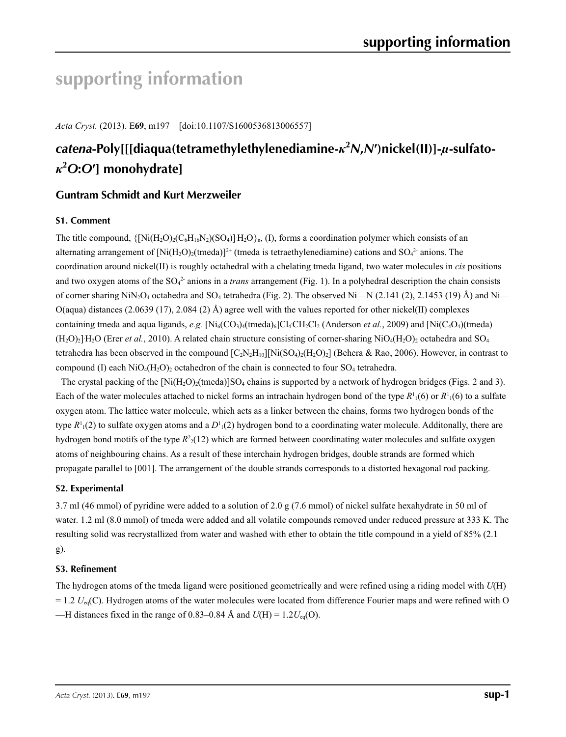# supporting information

*Acta Cryst.* (2013). E**69**, m197 [doi:10.1107/S1600536813006557]

## *catena*-Poly[[[diaqua(tetramethylethylenediamine-$\kappa^2N,N'$)nickel(II)]-$\mu$-sulfato-$\kappa^2O$:$O'$] monohydrate]

### Guntram Schmidt and Kurt Merzweiler

### S1. Comment

The title compound, $\{[Ni(H_2O)_2(C_6H_{16}N_2)(SO_4)]\cdot H_2O\}_n$, (I), forms a coordination polymer which consists of an alternating arrangement of $[Ni(H_2O)_2(tmeda)]^{2+}$ (tmeda is tetraethylenediamine) cations and $SO_4^{2-}$ anions. The coordination around nickel(II) is roughly octahedral with a chelating tmeda ligand, two water molecules in *cis* positions and two oxygen atoms of the $SO_4^{2-}$ anions in a *trans* arrangement (Fig. 1). In a polyhedral description the chain consists of corner sharing $NiN_2O_4$ octahedra and $SO_4$ tetrahedra (Fig. 2). The observed Ni—N (2.141 (2), 2.1453 (19) Å) and Ni—O(aqua) distances (2.0639 (17), 2.084 (2) Å) agree well with the values reported for other nickel(II) complexes containing tmeda and aqua ligands, *e.g.* $[Ni_6(CO_3)_4(tmeda)_6]Cl_4\cdot CH_2Cl_2$ (Anderson *et al.*, 2009) and $[Ni(C_4O_4)(tmeda)(H_2O)_2]\cdot H_2O$ (Erer *et al.*, 2010). A related chain structure consisting of corner-sharing $NiO_4(H_2O)_2$ octahedra and $SO_4$ tetrahedra has been observed in the compound $[C_2N_2H_{10}][Ni(SO_4)_2(H_2O)_2]$ (Behera & Rao, 2006). However, in contrast to compound (I) each $NiO_4(H_2O)_2$ octahedron of the chain is connected to four $SO_4$ tetrahedra.

The crystal packing of the $[Ni(H_2O)_2(tmeda)]SO_4$ chains is supported by a network of hydrogen bridges (Figs. 2 and 3). Each of the water molecules attached to nickel forms an intrachain hydrogen bond of the type $R^1_1(6)$ or $R^1_1(6)$ to a sulfate oxygen atom. The lattice water molecule, which acts as a linker between the chains, forms two hydrogen bonds of the type $R^1_1(2)$ to sulfate oxygen atoms and a $D^1_1(2)$ hydrogen bond to a coordinating water molecule. Additonally, there are hydrogen bond motifs of the type $R^2_2(12)$ which are formed between coordinating water molecules and sulfate oxygen atoms of neighbouring chains. As a result of these interchain hydrogen bridges, double strands are formed which propagate parallel to [001]. The arrangement of the double strands corresponds to a distorted hexagonal rod packing.

### S2. Experimental

3.7 ml (46 mmol) of pyridine were added to a solution of 2.0 g (7.6 mmol) of nickel sulfate hexahydrate in 50 ml of water. 1.2 ml (8.0 mmol) of tmeda were added and all volatile compounds removed under reduced pressure at 333 K. The resulting solid was recrystallized from water and washed with ether to obtain the title compound in a yield of 85% (2.1 g).

### S3. Refinement

The hydrogen atoms of the tmeda ligand were positioned geometrically and were refined using a riding model with $U$(H) = 1.2 $U_{eq}$(C). Hydrogen atoms of the water molecules were located from difference Fourier maps and were refined with O—H distances fixed in the range of 0.83–0.84 Å and $U$(H) = 1.2$U_{eq}$(O).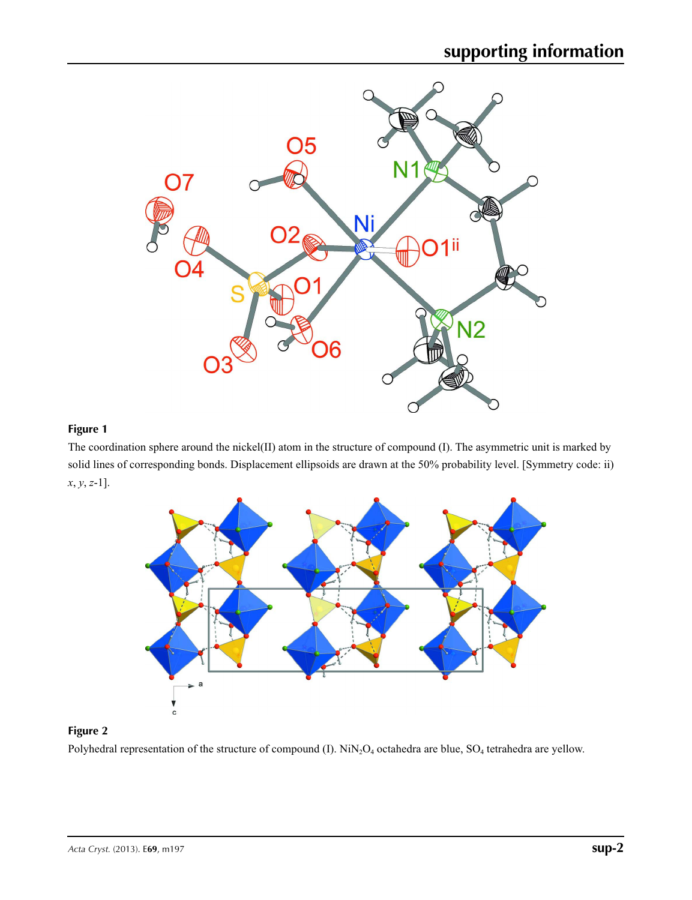**Figure 1**

The coordination sphere around the nickel(II) atom in the structure of compound (I). The asymmetric unit is marked by solid lines of corresponding bonds. Displacement ellipsoids are drawn at the 50% probability level. [Symmetry code: ii) $x$, $y$, $z$-1].

**Figure 2**

Polyhedral representation of the structure of compound (I). $NiN_2O_4$ octahedra are blue, $SO_4$ tetrahedra are yellow.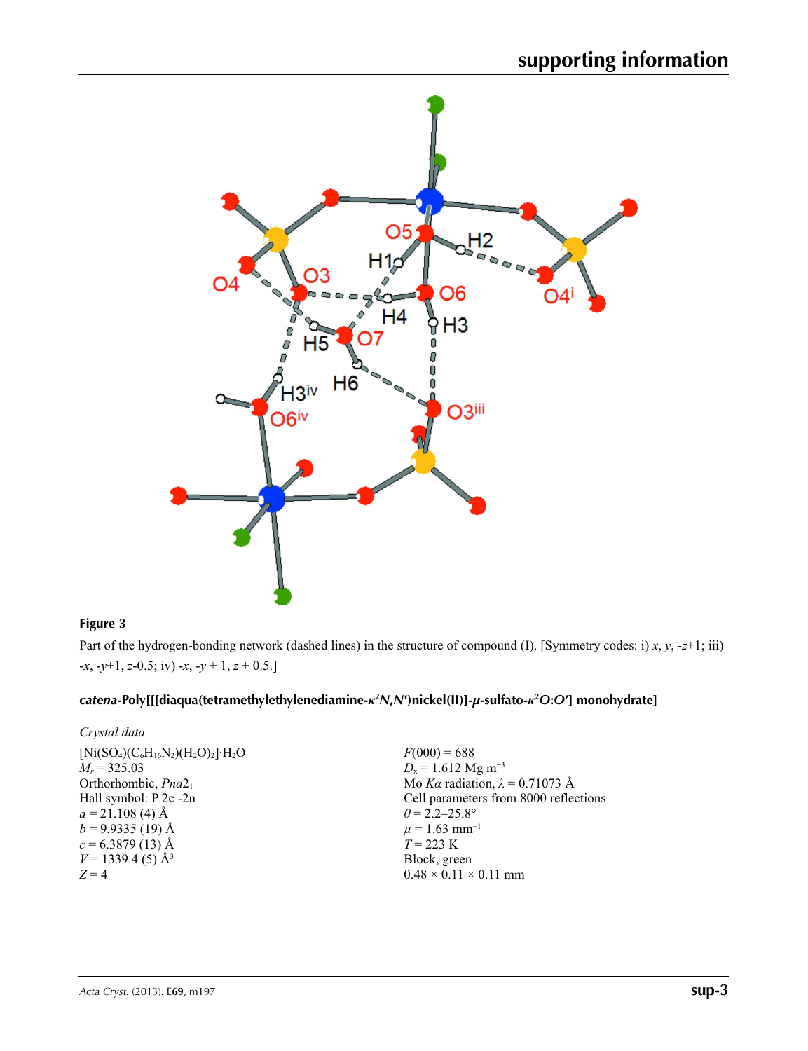**Figure 3**

Part of the hydrogen-bonding network (dashed lines) in the structure of compound (I). [Symmetry codes: i) *x*, *y*, -*z*+1; iii) -*x*, -*y*+1, *z*-0.5; iv) -*x*, -*y* + 1, *z* + 0.5.]

### *catena*-Poly[[[diaqua(tetramethylethylenediamine-$\kappa^2N,N'$)nickel(II)]-$\mu$-sulfato-$\kappa^2O:O'$] monohydrate]

*Crystal data*

$[Ni(SO_4)(C_6H_{16}N_2)(H_2O)_2]\cdot H_2O$
$M_r = 325.03$
Orthorhombic, $Pna2_1$
Hall symbol: P 2c -2n
$a = 21.108$ (4) Å
$b = 9.9335$ (19) Å
$c = 6.3879$ (13) Å
$V = 1339.4$ (5) Å$^3$
$Z = 4$
$F(000) = 688$
$D_x = 1.612$ Mg m$^{-3}$
Mo $K\alpha$ radiation, $\lambda = 0.71073$ Å
Cell parameters from 8000 reflections
$\theta = 2.2$–$25.8°$
$\mu = 1.63$ mm$^{-1}$
$T = 223$ K
Block, green
0.48 × 0.11 × 0.11 mm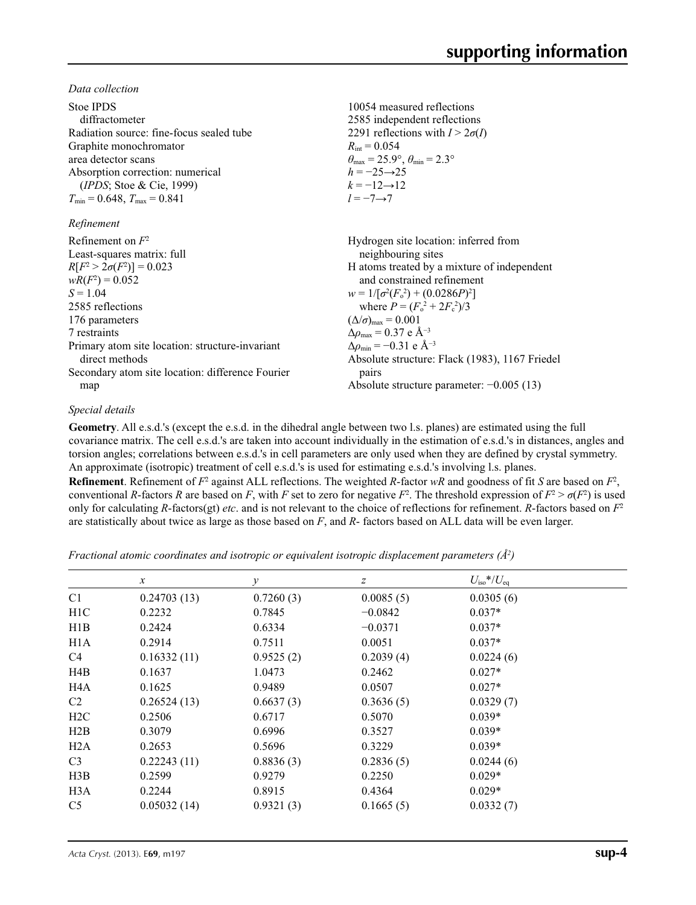### *Data collection*

Stoe IPDS diffractometer
Radiation source: fine-focus sealed tube
Graphite monochromator
area detector scans
Absorption correction: numerical (*IPDS*; Stoe & Cie, 1999)
$T_{min} = 0.648$, $T_{max} = 0.841$
10054 measured reflections
2585 independent reflections
2291 reflections with $I > 2\sigma(I)$
$R_{int} = 0.054$
$\theta_{max} = 25.9°$, $\theta_{min} = 2.3°$
$h = -25 \rightarrow 25$
$k = -12 \rightarrow 12$
$l = -7 \rightarrow 7$

### *Refinement*

Refinement on $F^2$
Least-squares matrix: full
$R[F^2 > 2\sigma(F^2)] = 0.023$
$wR(F^2) = 0.052$
$S = 1.04$
2585 reflections
176 parameters
7 restraints
Primary atom site location: structure-invariant direct methods
Secondary atom site location: difference Fourier map
Hydrogen site location: inferred from neighbouring sites
H atoms treated by a mixture of independent and constrained refinement
$w = 1/[\sigma^2(F_o^2) + (0.0286P)^2]$
where $P = (F_o^2 + 2F_c^2)/3$
$(\Delta/\sigma)_{max} = 0.001$
$\Delta\rho_{max} = 0.37$ e Å$^{-3}$
$\Delta\rho_{min} = -0.31$ e Å$^{-3}$
Absolute structure: Flack (1983), 1167 Friedel pairs
Absolute structure parameter: −0.005 (13)

### *Special details*

**Geometry**. All e.s.d.'s (except the e.s.d. in the dihedral angle between two l.s. planes) are estimated using the full covariance matrix. The cell e.s.d.'s are taken into account individually in the estimation of e.s.d.'s in distances, angles and torsion angles; correlations between e.s.d.'s in cell parameters are only used when they are defined by crystal symmetry. An approximate (isotropic) treatment of cell e.s.d.'s is used for estimating e.s.d.'s involving l.s. planes.

**Refinement**. Refinement of $F^2$ against ALL reflections. The weighted *R*-factor *wR* and goodness of fit *S* are based on $F^2$, conventional *R*-factors *R* are based on *F*, with *F* set to zero for negative $F^2$. The threshold expression of $F^2 > \sigma(F^2)$ is used only for calculating *R*-factors(gt) *etc*. and is not relevant to the choice of reflections for refinement. *R*-factors based on $F^2$ are statistically about twice as large as those based on *F*, and *R*- factors based on ALL data will be even larger.

*Fractional atomic coordinates and isotropic or equivalent isotropic displacement parameters (Å$^2$)*

| | *x* | *y* | *z* | $U_{iso}$*/$U_{eq}$ |
|---|---|---|---|---|
| C1 | 0.24703 (13) | 0.7260 (3) | 0.0085 (5) | 0.0305 (6) |
| H1C | 0.2232 | 0.7845 | −0.0842 | 0.037* |
| H1B | 0.2424 | 0.6334 | −0.0371 | 0.037* |
| H1A | 0.2914 | 0.7511 | 0.0051 | 0.037* |
| C4 | 0.16332 (11) | 0.9525 (2) | 0.2039 (4) | 0.0224 (6) |
| H4B | 0.1637 | 1.0473 | 0.2462 | 0.027* |
| H4A | 0.1625 | 0.9489 | 0.0507 | 0.027* |
| C2 | 0.26524 (13) | 0.6637 (3) | 0.3636 (5) | 0.0329 (7) |
| H2C | 0.2506 | 0.6717 | 0.5070 | 0.039* |
| H2B | 0.3079 | 0.6996 | 0.3527 | 0.039* |
| H2A | 0.2653 | 0.5696 | 0.3229 | 0.039* |
| C3 | 0.22243 (11) | 0.8836 (3) | 0.2836 (5) | 0.0244 (6) |
| H3B | 0.2599 | 0.9279 | 0.2250 | 0.029* |
| H3A | 0.2244 | 0.8915 | 0.4364 | 0.029* |
| C5 | 0.05032 (14) | 0.9321 (3) | 0.1665 (5) | 0.0332 (7) |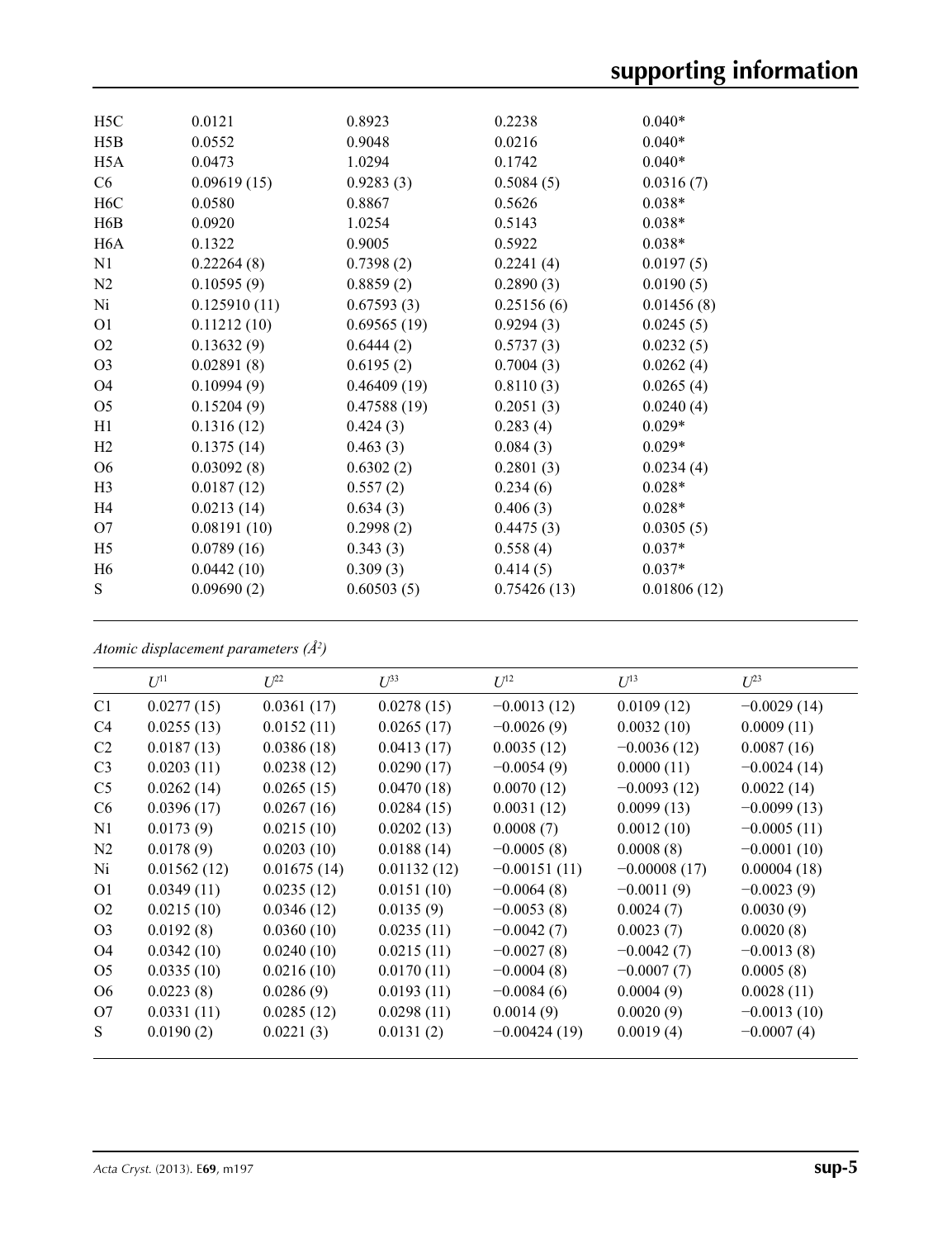| | | | | |
|---|---|---|---|---|
| H5C | 0.0121 | 0.8923 | 0.2238 | 0.040* |
| H5B | 0.0552 | 0.9048 | 0.0216 | 0.040* |
| H5A | 0.0473 | 1.0294 | 0.1742 | 0.040* |
| C6 | 0.09619 (15) | 0.9283 (3) | 0.5084 (5) | 0.0316 (7) |
| H6C | 0.0580 | 0.8867 | 0.5626 | 0.038* |
| H6B | 0.0920 | 1.0254 | 0.5143 | 0.038* |
| H6A | 0.1322 | 0.9005 | 0.5922 | 0.038* |
| N1 | 0.22264 (8) | 0.7398 (2) | 0.2241 (4) | 0.0197 (5) |
| N2 | 0.10595 (9) | 0.8859 (2) | 0.2890 (3) | 0.0190 (5) |
| Ni | 0.125910 (11) | 0.67593 (3) | 0.25156 (6) | 0.01456 (8) |
| O1 | 0.11212 (10) | 0.69565 (19) | 0.9294 (3) | 0.0245 (5) |
| O2 | 0.13632 (9) | 0.6444 (2) | 0.5737 (3) | 0.0232 (5) |
| O3 | 0.02891 (8) | 0.6195 (2) | 0.7004 (3) | 0.0262 (4) |
| O4 | 0.10994 (9) | 0.46409 (19) | 0.8110 (3) | 0.0265 (4) |
| O5 | 0.15204 (9) | 0.47588 (19) | 0.2051 (3) | 0.0240 (4) |
| H1 | 0.1316 (12) | 0.424 (3) | 0.283 (4) | 0.029* |
| H2 | 0.1375 (14) | 0.463 (3) | 0.084 (3) | 0.029* |
| O6 | 0.03092 (8) | 0.6302 (2) | 0.2801 (3) | 0.0234 (4) |
| H3 | 0.0187 (12) | 0.557 (2) | 0.234 (6) | 0.028* |
| H4 | 0.0213 (14) | 0.634 (3) | 0.406 (3) | 0.028* |
| O7 | 0.08191 (10) | 0.2998 (2) | 0.4475 (3) | 0.0305 (5) |
| H5 | 0.0789 (16) | 0.343 (3) | 0.558 (4) | 0.037* |
| H6 | 0.0442 (10) | 0.309 (3) | 0.414 (5) | 0.037* |
| S | 0.09690 (2) | 0.60503 (5) | 0.75426 (13) | 0.01806 (12) |

*Atomic displacement parameters (Å²)*

| | $U^{11}$ | $U^{22}$ | $U^{33}$ | $U^{12}$ | $U^{13}$ | $U^{23}$ |
|---|---|---|---|---|---|---|
| C1 | 0.0277 (15) | 0.0361 (17) | 0.0278 (15) | −0.0013 (12) | 0.0109 (12) | −0.0029 (14) |
| C4 | 0.0255 (13) | 0.0152 (11) | 0.0265 (17) | −0.0026 (9) | 0.0032 (10) | 0.0009 (11) |
| C2 | 0.0187 (13) | 0.0386 (18) | 0.0413 (17) | 0.0035 (12) | −0.0036 (12) | 0.0087 (16) |
| C3 | 0.0203 (11) | 0.0238 (12) | 0.0290 (17) | −0.0054 (9) | 0.0000 (11) | −0.0024 (14) |
| C5 | 0.0262 (14) | 0.0265 (15) | 0.0470 (18) | 0.0070 (12) | −0.0093 (12) | 0.0022 (14) |
| C6 | 0.0396 (17) | 0.0267 (16) | 0.0284 (15) | 0.0031 (12) | 0.0099 (13) | −0.0099 (13) |
| N1 | 0.0173 (9) | 0.0215 (10) | 0.0202 (13) | 0.0008 (7) | 0.0012 (10) | −0.0005 (11) |
| N2 | 0.0178 (9) | 0.0203 (10) | 0.0188 (14) | −0.0005 (8) | 0.0008 (8) | −0.0001 (10) |
| Ni | 0.01562 (12) | 0.01675 (14) | 0.01132 (12) | −0.00151 (11) | −0.00008 (17) | 0.00004 (18) |
| O1 | 0.0349 (11) | 0.0235 (12) | 0.0151 (10) | −0.0064 (8) | −0.0011 (9) | −0.0023 (9) |
| O2 | 0.0215 (10) | 0.0346 (12) | 0.0135 (9) | −0.0053 (8) | 0.0024 (7) | 0.0030 (9) |
| O3 | 0.0192 (8) | 0.0360 (10) | 0.0235 (11) | −0.0042 (7) | 0.0023 (7) | 0.0020 (8) |
| O4 | 0.0342 (10) | 0.0240 (10) | 0.0215 (11) | −0.0027 (8) | −0.0042 (7) | −0.0013 (8) |
| O5 | 0.0335 (10) | 0.0216 (10) | 0.0170 (11) | −0.0004 (8) | −0.0007 (7) | 0.0005 (8) |
| O6 | 0.0223 (8) | 0.0286 (9) | 0.0193 (11) | −0.0084 (6) | 0.0004 (9) | 0.0028 (11) |
| O7 | 0.0331 (11) | 0.0285 (12) | 0.0298 (11) | 0.0014 (9) | 0.0020 (9) | −0.0013 (10) |
| S | 0.0190 (2) | 0.0221 (3) | 0.0131 (2) | −0.00424 (19) | 0.0019 (4) | −0.0007 (4) |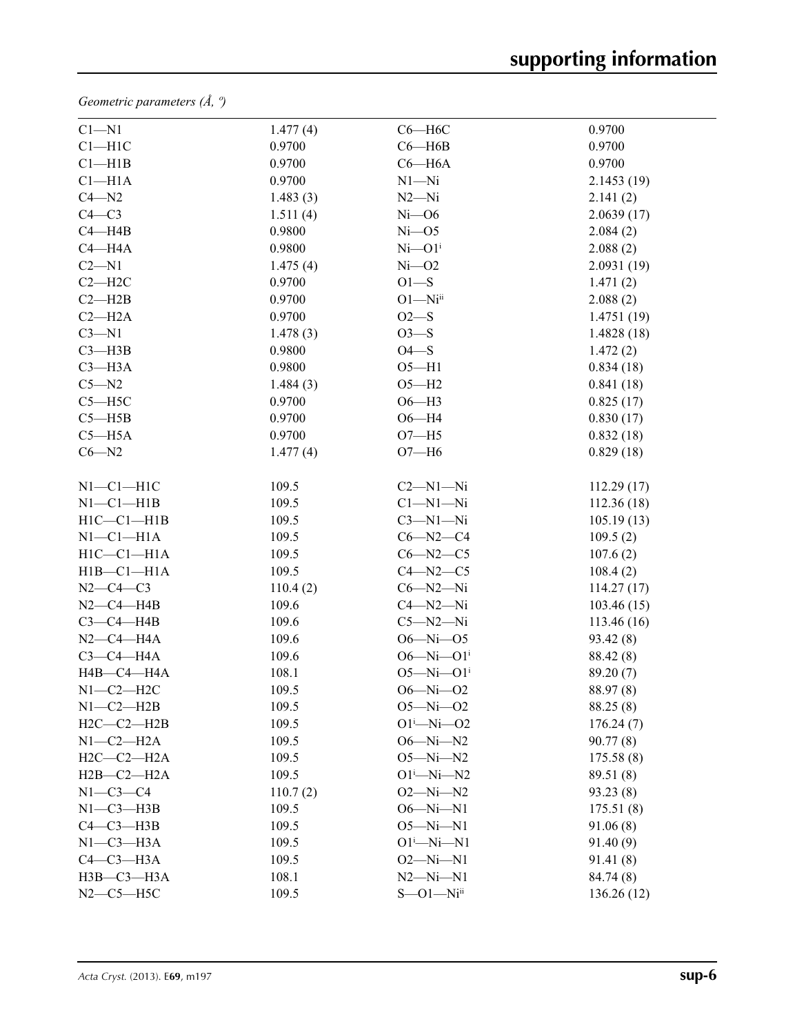*Geometric parameters (Å, º)*

| | | | |
|---|---|---|---|
| C1—N1 | 1.477 (4) | C6—H6C | 0.9700 |
| C1—H1C | 0.9700 | C6—H6B | 0.9700 |
| C1—H1B | 0.9700 | C6—H6A | 0.9700 |
| C1—H1A | 0.9700 | N1—Ni | 2.1453 (19) |
| C4—N2 | 1.483 (3) | N2—Ni | 2.141 (2) |
| C4—C3 | 1.511 (4) | Ni—O6 | 2.0639 (17) |
| C4—H4B | 0.9800 | Ni—O5 | 2.084 (2) |
| C4—H4A | 0.9800 | Ni—O1$^{i}$ | 2.088 (2) |
| C2—N1 | 1.475 (4) | Ni—O2 | 2.0931 (19) |
| C2—H2C | 0.9700 | O1—S | 1.471 (2) |
| C2—H2B | 0.9700 | O1—Ni$^{ii}$ | 2.088 (2) |
| C2—H2A | 0.9700 | O2—S | 1.4751 (19) |
| C3—N1 | 1.478 (3) | O3—S | 1.4828 (18) |
| C3—H3B | 0.9800 | O4—S | 1.472 (2) |
| C3—H3A | 0.9800 | O5—H1 | 0.834 (18) |
| C5—N2 | 1.484 (3) | O5—H2 | 0.841 (18) |
| C5—H5C | 0.9700 | O6—H3 | 0.825 (17) |
| C5—H5B | 0.9700 | O6—H4 | 0.830 (17) |
| C5—H5A | 0.9700 | O7—H5 | 0.832 (18) |
| C6—N2 | 1.477 (4) | O7—H6 | 0.829 (18) |
| | | | |
| N1—C1—H1C | 109.5 | C2—N1—Ni | 112.29 (17) |
| N1—C1—H1B | 109.5 | C1—N1—Ni | 112.36 (18) |
| H1C—C1—H1B | 109.5 | C3—N1—Ni | 105.19 (13) |
| N1—C1—H1A | 109.5 | C6—N2—C4 | 109.5 (2) |
| H1C—C1—H1A | 109.5 | C6—N2—C5 | 107.6 (2) |
| H1B—C1—H1A | 109.5 | C4—N2—C5 | 108.4 (2) |
| N2—C4—C3 | 110.4 (2) | C6—N2—Ni | 114.27 (17) |
| N2—C4—H4B | 109.6 | C4—N2—Ni | 103.46 (15) |
| C3—C4—H4B | 109.6 | C5—N2—Ni | 113.46 (16) |
| N2—C4—H4A | 109.6 | O6—Ni—O5 | 93.42 (8) |
| C3—C4—H4A | 109.6 | O6—Ni—O1$^{i}$ | 88.42 (8) |
| H4B—C4—H4A | 108.1 | O5—Ni—O1$^{i}$ | 89.20 (7) |
| N1—C2—H2C | 109.5 | O6—Ni—O2 | 88.97 (8) |
| N1—C2—H2B | 109.5 | O5—Ni—O2 | 88.25 (8) |
| H2C—C2—H2B | 109.5 | O1$^{i}$—Ni—O2 | 176.24 (7) |
| N1—C2—H2A | 109.5 | O6—Ni—N2 | 90.77 (8) |
| H2C—C2—H2A | 109.5 | O5—Ni—N2 | 175.58 (8) |
| H2B—C2—H2A | 109.5 | O1$^{i}$—Ni—N2 | 89.51 (8) |
| N1—C3—C4 | 110.7 (2) | O2—Ni—N2 | 93.23 (8) |
| N1—C3—H3B | 109.5 | O6—Ni—N1 | 175.51 (8) |
| C4—C3—H3B | 109.5 | O5—Ni—N1 | 91.06 (8) |
| N1—C3—H3A | 109.5 | O1$^{i}$—Ni—N1 | 91.40 (9) |
| C4—C3—H3A | 109.5 | O2—Ni—N1 | 91.41 (8) |
| H3B—C3—H3A | 108.1 | N2—Ni—N1 | 84.74 (8) |
| N2—C5—H5C | 109.5 | S—O1—Ni$^{ii}$ | 136.26 (12) |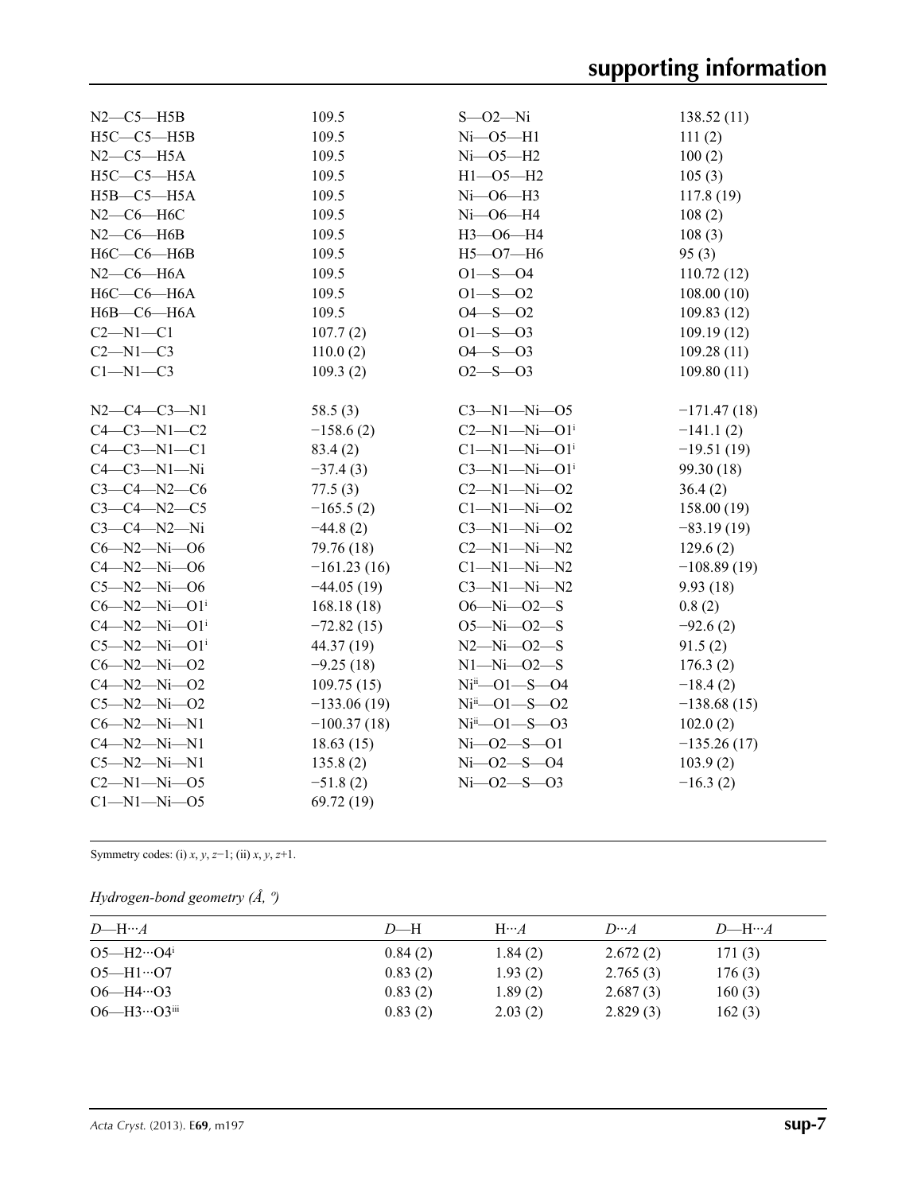| | | | |
|---|---|---|---|
| N2—C5—H5B | 109.5 | S—O2—Ni | 138.52 (11) |
| H5C—C5—H5B | 109.5 | Ni—O5—H1 | 111 (2) |
| N2—C5—H5A | 109.5 | Ni—O5—H2 | 100 (2) |
| H5C—C5—H5A | 109.5 | H1—O5—H2 | 105 (3) |
| H5B—C5—H5A | 109.5 | Ni—O6—H3 | 117.8 (19) |
| N2—C6—H6C | 109.5 | Ni—O6—H4 | 108 (2) |
| N2—C6—H6B | 109.5 | H3—O6—H4 | 108 (3) |
| H6C—C6—H6B | 109.5 | H5—O7—H6 | 95 (3) |
| N2—C6—H6A | 109.5 | O1—S—O4 | 110.72 (12) |
| H6C—C6—H6A | 109.5 | O1—S—O2 | 108.00 (10) |
| H6B—C6—H6A | 109.5 | O4—S—O2 | 109.83 (12) |
| C2—N1—C1 | 107.7 (2) | O1—S—O3 | 109.19 (12) |
| C2—N1—C3 | 110.0 (2) | O4—S—O3 | 109.28 (11) |
| C1—N1—C3 | 109.3 (2) | O2—S—O3 | 109.80 (11) |
| | | | |
| N2—C4—C3—N1 | 58.5 (3) | C3—N1—Ni—O5 | −171.47 (18) |
| C4—C3—N1—C2 | −158.6 (2) | C2—N1—Ni—O1$^{i}$ | −141.1 (2) |
| C4—C3—N1—C1 | 83.4 (2) | C1—N1—Ni—O1$^{i}$ | −19.51 (19) |
| C4—C3—N1—Ni | −37.4 (3) | C3—N1—Ni—O1$^{i}$ | 99.30 (18) |
| C3—C4—N2—C6 | 77.5 (3) | C2—N1—Ni—O2 | 36.4 (2) |
| C3—C4—N2—C5 | −165.5 (2) | C1—N1—Ni—O2 | 158.00 (19) |
| C3—C4—N2—Ni | −44.8 (2) | C3—N1—Ni—O2 | −83.19 (19) |
| C6—N2—Ni—O6 | 79.76 (18) | C2—N1—Ni—N2 | 129.6 (2) |
| C4—N2—Ni—O6 | −161.23 (16) | C1—N1—Ni—N2 | −108.89 (19) |
| C5—N2—Ni—O6 | −44.05 (19) | C3—N1—Ni—N2 | 9.93 (18) |
| C6—N2—Ni—O1$^{i}$ | 168.18 (18) | O6—Ni—O2—S | 0.8 (2) |
| C4—N2—Ni—O1$^{i}$ | −72.82 (15) | O5—Ni—O2—S | −92.6 (2) |
| C5—N2—Ni—O1$^{i}$ | 44.37 (19) | N2—Ni—O2—S | 91.5 (2) |
| C6—N2—Ni—O2 | −9.25 (18) | N1—Ni—O2—S | 176.3 (2) |
| C4—N2—Ni—O2 | 109.75 (15) | Ni$^{ii}$—O1—S—O4 | −18.4 (2) |
| C5—N2—Ni—O2 | −133.06 (19) | Ni$^{ii}$—O1—S—O2 | −138.68 (15) |
| C6—N2—Ni—N1 | −100.37 (18) | Ni$^{ii}$—O1—S—O3 | 102.0 (2) |
| C4—N2—Ni—N1 | 18.63 (15) | Ni—O2—S—O1 | −135.26 (17) |
| C5—N2—Ni—N1 | 135.8 (2) | Ni—O2—S—O4 | 103.9 (2) |
| C2—N1—Ni—O5 | −51.8 (2) | Ni—O2—S—O3 | −16.3 (2) |
| C1—N1—Ni—O5 | 69.72 (19) | | |

Symmetry codes: (i) *x*, *y*, *z*−1; (ii) *x*, *y*, *z*+1.

*Hydrogen-bond geometry (Å, º)*

| *D*—H···*A* | *D*—H | H···*A* | *D*···*A* | *D*—H···*A* |
|---|---|---|---|---|
| O5—H2···O4$^{i}$ | 0.84 (2) | 1.84 (2) | 2.672 (2) | 171 (3) |
| O5—H1···O7 | 0.83 (2) | 1.93 (2) | 2.765 (3) | 176 (3) |
| O6—H4···O3 | 0.83 (2) | 1.89 (2) | 2.687 (3) | 160 (3) |
| O6—H3···O3$^{iii}$ | 0.83 (2) | 2.03 (2) | 2.829 (3) | 162 (3) |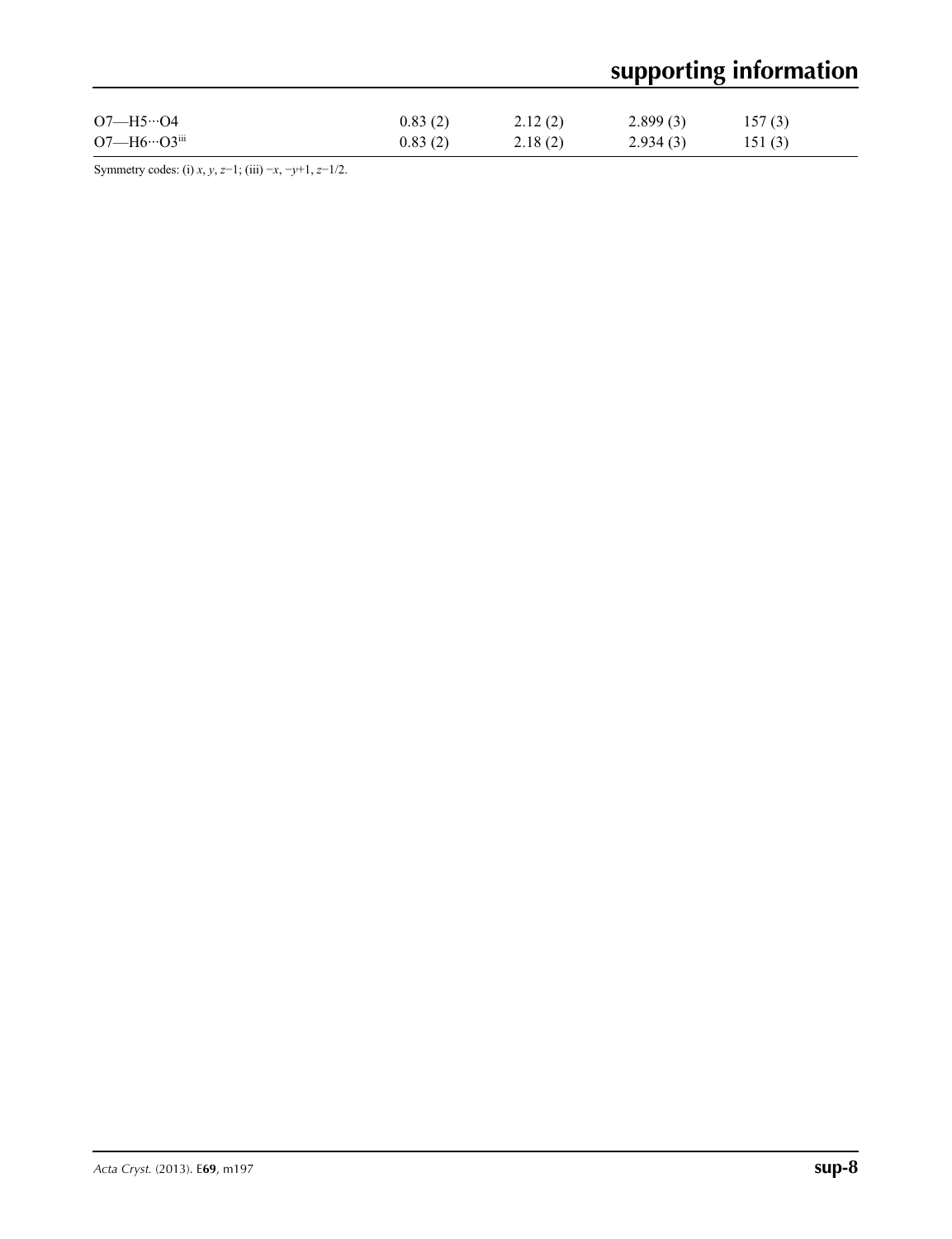| | | | | |
|---|---|---|---|---|
| O7—H5···O4 | 0.83 (2) | 2.12 (2) | 2.899 (3) | 157 (3) |
| O7—H6···O3$^{iii}$ | 0.83 (2) | 2.18 (2) | 2.934 (3) | 151 (3) |

Symmetry codes: (i) $x$, $y$, $z$−1; (iii) −$x$, −$y$+1, $z$−1/2.